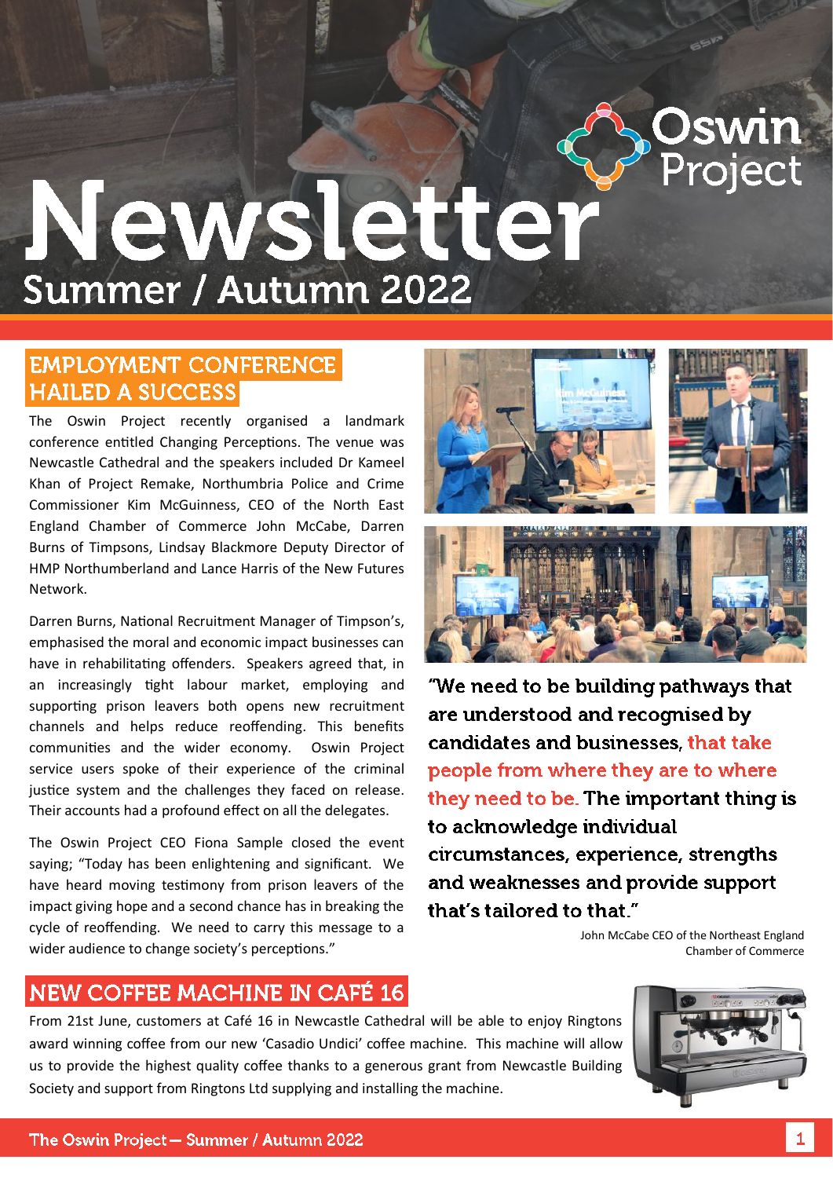# Newsletter

Oswin Project

Summer / Autumn 2022

## EMPLOYMENT CONFERENCE HAILED A SUCCESS

The Oswin Project recently organised a landmark conference entitled Changing Perceptions. The venue was Newcastle Cathedral and the speakers included Dr Kameel Khan of Project Remake, Northumbria Police and Crime Commissioner Kim McGuinness, CEO of the North East England Chamber of Commerce John McCabe, Darren Burns of Timpsons, Lindsay Blackmore Deputy Director of HMP Northumberland and Lance Harris of the New Futures Network.

Darren Burns, National Recruitment Manager of Timpson's, emphasised the moral and economic impact businesses can have in rehabilitating offenders. Speakers agreed that, in an increasingly tight labour market, employing and supporting prison leavers both opens new recruitment channels and helps reduce reoffending. This benefits communities and the wider economy. Oswin Project service users spoke of their experience of the criminal justice system and the challenges they faced on release. Their accounts had a profound effect on all the delegates.

The Oswin Project CEO Fiona Sample closed the event saying; "Today has been enlightening and significant. We have heard moving testimony from prison leavers of the impact giving hope and a second chance has in breaking the cycle of reoffending. We need to carry this message to a wider audience to change society's perceptions."

**"We need to be building pathways that are understood and recognised by candidates and businesses, that take people from where they are to where they need to be. The important thing is to acknowledge individual circumstances, experience, strengths and weaknesses and provide support that's tailored to that."**

John McCabe CEO of the Northeast England Chamber of Commerce

## NEW COFFEE MACHINE IN CAFÉ 16

From 21st June, customers at Café 16 in Newcastle Cathedral will be able to enjoy Ringtons award winning coffee from our new 'Casadio Undici' coffee machine. This machine will allow us to provide the highest quality coffee thanks to a generous grant from Newcastle Building Society and support from Ringtons Ltd supplying and installing the machine.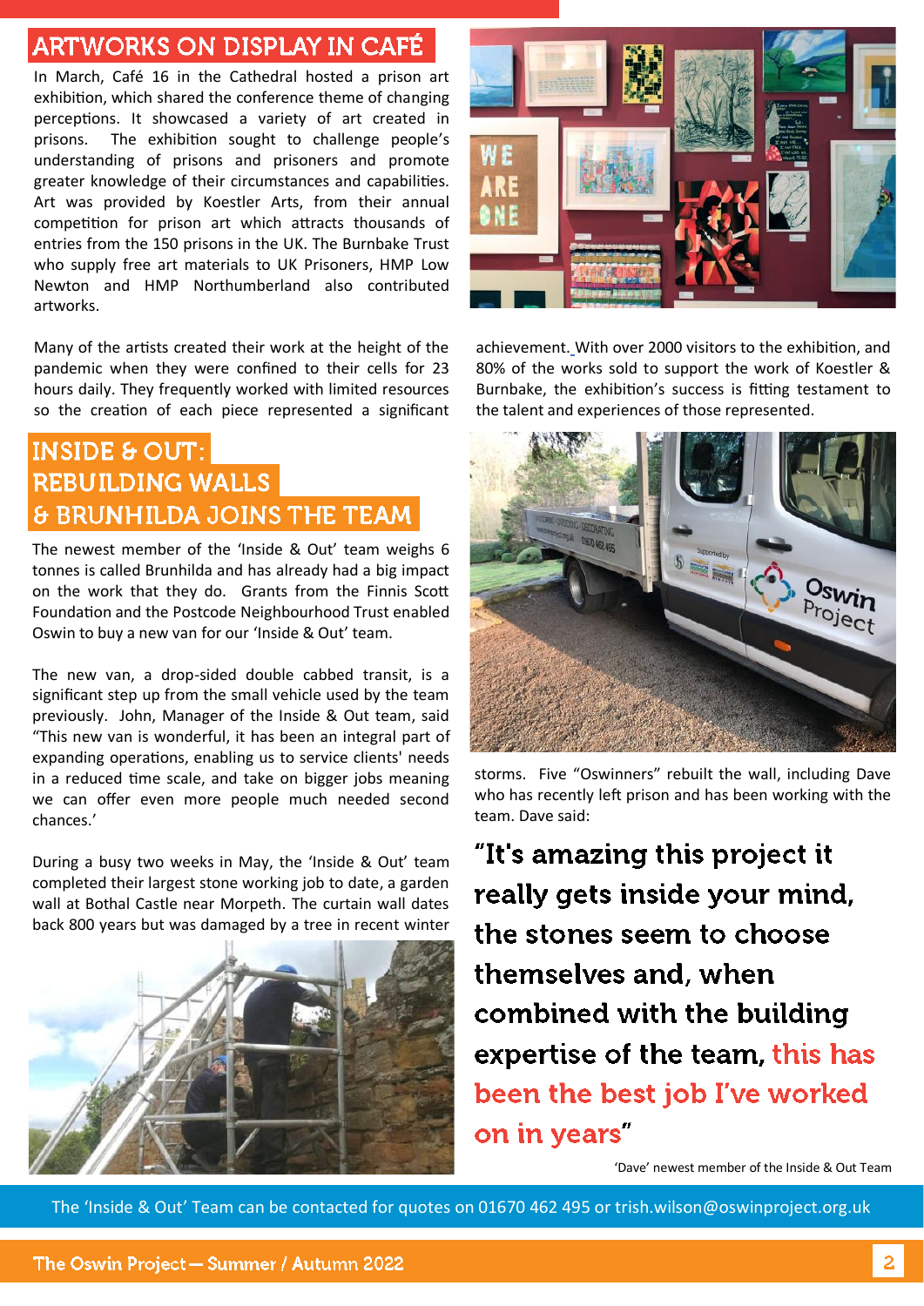## ARTWORKS ON DISPLAY IN CAFÉ

In March, Café 16 in the Cathedral hosted a prison art exhibition, which shared the conference theme of changing perceptions. It showcased a variety of art created in prisons. The exhibition sought to challenge people's understanding of prisons and prisoners and promote greater knowledge of their circumstances and capabilities. Art was provided by Koestler Arts, from their annual competition for prison art which attracts thousands of entries from the 150 prisons in the UK. The Burnbake Trust who supply free art materials to UK Prisoners, HMP Low Newton and HMP Northumberland also contributed artworks.

Many of the artists created their work at the height of the pandemic when they were confined to their cells for 23 hours daily. They frequently worked with limited resources so the creation of each piece represented a significant achievement. With over 2000 visitors to the exhibition, and 80% of the works sold to support the work of Koestler & Burnbake, the exhibition's success is fitting testament to the talent and experiences of those represented.

## INSIDE & OUT: REBUILDING WALLS & BRUNHILDA JOINS THE TEAM

The newest member of the 'Inside & Out' team weighs 6 tonnes is called Brunhilda and has already had a big impact on the work that they do. Grants from the Finnis Scott Foundation and the Postcode Neighbourhood Trust enabled Oswin to buy a new van for our 'Inside & Out' team.

The new van, a drop-sided double cabbed transit, is a significant step up from the small vehicle used by the team previously. John, Manager of the Inside & Out team, said "This new van is wonderful, it has been an integral part of expanding operations, enabling us to service clients' needs in a reduced time scale, and take on bigger jobs meaning we can offer even more people much needed second chances.'

During a busy two weeks in May, the 'Inside & Out' team completed their largest stone working job to date, a garden wall at Bothal Castle near Morpeth. The curtain wall dates back 800 years but was damaged by a tree in recent winter storms. Five "Oswinners" rebuilt the wall, including Dave who has recently left prison and has been working with the team. Dave said:

**"It's amazing this project it really gets inside your mind, the stones seem to choose themselves and, when combined with the building expertise of the team, this has been the best job I've worked on in years"**

'Dave' newest member of the Inside & Out Team

The 'Inside & Out' Team can be contacted for quotes on 01670 462 495 or trish.wilson@oswinproject.org.uk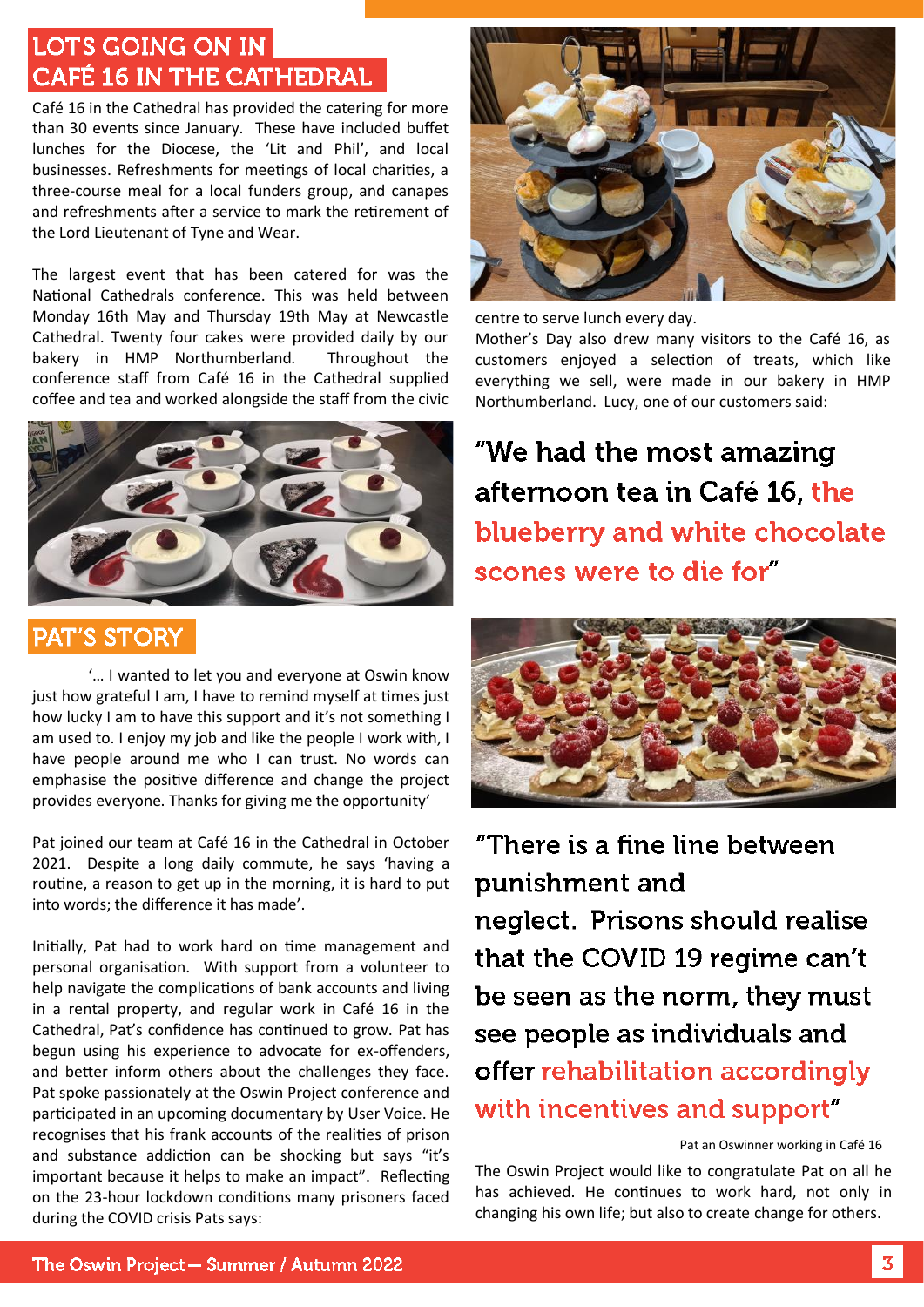## LOTS GOING ON IN CAFÉ 16 IN THE CATHEDRAL

Café 16 in the Cathedral has provided the catering for more than 30 events since January. These have included buffet lunches for the Diocese, the 'Lit and Phil', and local businesses. Refreshments for meetings of local charities, a three-course meal for a local funders group, and canapes and refreshments after a service to mark the retirement of the Lord Lieutenant of Tyne and Wear.

The largest event that has been catered for was the National Cathedrals conference. This was held between Monday 16th May and Thursday 19th May at Newcastle Cathedral. Twenty four cakes were provided daily by our bakery in HMP Northumberland. Throughout the conference staff from Café 16 in the Cathedral supplied coffee and tea and worked alongside the staff from the civic centre to serve lunch every day.

Mother's Day also drew many visitors to the Café 16, as customers enjoyed a selection of treats, which like everything we sell, were made in our bakery in HMP Northumberland. Lucy, one of our customers said:

> "We had the most amazing afternoon tea in Café 16, **the blueberry and white chocolate scones were to die for**"

## PAT'S STORY

'… I wanted to let you and everyone at Oswin know just how grateful I am, I have to remind myself at times just how lucky I am to have this support and it's not something I am used to. I enjoy my job and like the people I work with, I have people around me who I can trust. No words can emphasise the positive difference and change the project provides everyone. Thanks for giving me the opportunity'

Pat joined our team at Café 16 in the Cathedral in October 2021. Despite a long daily commute, he says 'having a routine, a reason to get up in the morning, it is hard to put into words; the difference it has made'.

Initially, Pat had to work hard on time management and personal organisation. With support from a volunteer to help navigate the complications of bank accounts and living in a rental property, and regular work in Café 16 in the Cathedral, Pat's confidence has continued to grow. Pat has begun using his experience to advocate for ex-offenders, and better inform others about the challenges they face. Pat spoke passionately at the Oswin Project conference and participated in an upcoming documentary by User Voice. He recognises that his frank accounts of the realities of prison and substance addiction can be shocking but says "it's important because it helps to make an impact". Reflecting on the 23-hour lockdown conditions many prisoners faced during the COVID crisis Pats says:

> "There is a fine line between punishment and neglect. Prisons should realise that the COVID 19 regime can't be seen as the norm, they must see people as individuals and offer **rehabilitation accordingly with incentives and support**"
>
> Pat an Oswinner working in Café 16

The Oswin Project would like to congratulate Pat on all he has achieved. He continues to work hard, not only in changing his own life; but also to create change for others.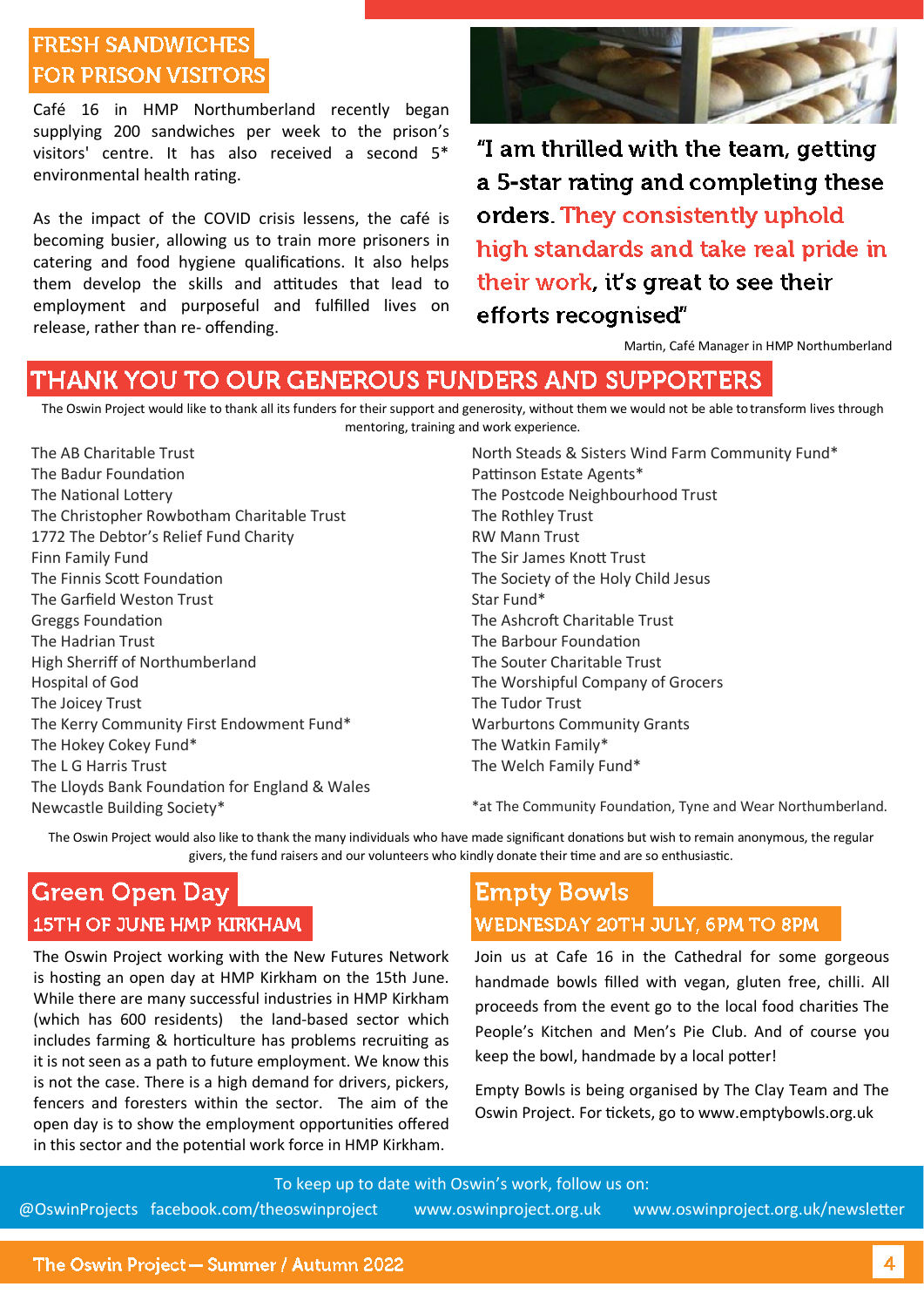## FRESH SANDWICHES FOR PRISON VISITORS

Café 16 in HMP Northumberland recently began supplying 200 sandwiches per week to the prison's visitors' centre. It has also received a second 5* environmental health rating.

As the impact of the COVID crisis lessens, the café is becoming busier, allowing us to train more prisoners in catering and food hygiene qualifications. It also helps them develop the skills and attitudes that lead to employment and purposeful and fulfilled lives on release, rather than re- offending.

"I am thrilled with the team, getting a 5-star rating and completing these orders. They consistently uphold high standards and take real pride in their work, it's great to see their efforts recognised"

Martin, Café Manager in HMP Northumberland

## THANK YOU TO OUR GENEROUS FUNDERS AND SUPPORTERS

The Oswin Project would like to thank all its funders for their support and generosity, without them we would not be able to transform lives through mentoring, training and work experience.

The AB Charitable Trust
The Badur Foundation
The National Lottery
The Christopher Rowbotham Charitable Trust
1772 The Debtor's Relief Fund Charity
Finn Family Fund
The Finnis Scott Foundation
The Garfield Weston Trust
Greggs Foundation
The Hadrian Trust
High Sherriff of Northumberland
Hospital of God
The Joicey Trust
The Kerry Community First Endowment Fund*
The Hokey Cokey Fund*
The L G Harris Trust
The Lloyds Bank Foundation for England & Wales
Newcastle Building Society*
North Steads & Sisters Wind Farm Community Fund*
Pattinson Estate Agents*
The Postcode Neighbourhood Trust
The Rothley Trust
RW Mann Trust
The Sir James Knott Trust
The Society of the Holy Child Jesus
Star Fund*
The Ashcroft Charitable Trust
The Barbour Foundation
The Souter Charitable Trust
The Worshipful Company of Grocers
The Tudor Trust
Warburtons Community Grants
The Watkin Family*
The Welch Family Fund*

*at The Community Foundation, Tyne and Wear Northumberland.

The Oswin Project would also like to thank the many individuals who have made significant donations but wish to remain anonymous, the regular givers, the fund raisers and our volunteers who kindly donate their time and are so enthusiastic.

## Green Open Day

### 15TH OF JUNE HMP KIRKHAM

The Oswin Project working with the New Futures Network is hosting an open day at HMP Kirkham on the 15th June. While there are many successful industries in HMP Kirkham (which has 600 residents) the land-based sector which includes farming & horticulture has problems recruiting as it is not seen as a path to future employment. We know this is not the case. There is a high demand for drivers, pickers, fencers and foresters within the sector. The aim of the open day is to show the employment opportunities offered in this sector and the potential work force in HMP Kirkham.

## Empty Bowls

### WEDNESDAY 20TH JULY, 6PM TO 8PM

Join us at Cafe 16 in the Cathedral for some gorgeous handmade bowls filled with vegan, gluten free, chilli. All proceeds from the event go to the local food charities The People's Kitchen and Men's Pie Club. And of course you keep the bowl, handmade by a local potter!

Empty Bowls is being organised by The Clay Team and The Oswin Project. For tickets, go to www.emptybowls.org.uk

To keep up to date with Oswin's work, follow us on:

@OswinProjects facebook.com/theoswinproject www.oswinproject.org.uk www.oswinproject.org.uk/newsletter